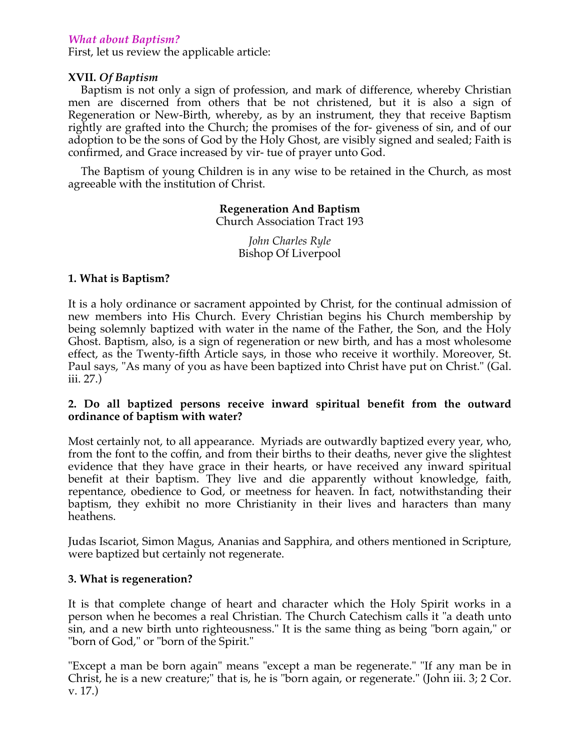### *What about Baptism?*

First, let us review the applicable article:

**XVII.** ***Of Baptism***

Baptism is not only a sign of profession, and mark of difference, whereby Christian men are discerned from others that be not christened, but it is also a sign of Regeneration or New-Birth, whereby, as by an instrument, they that receive Baptism rightly are grafted into the Church; the promises of the for- giveness of sin, and of our adoption to be the sons of God by the Holy Ghost, are visibly signed and sealed; Faith is confirmed, and Grace increased by vir- tue of prayer unto God.

The Baptism of young Children is in any wise to be retained in the Church, as most agreeable with the institution of Christ.

## Regeneration And Baptism

Church Association Tract 193

*John Charles Ryle*
Bishop Of Liverpool

**1. What is Baptism?**

It is a holy ordinance or sacrament appointed by Christ, for the continual admission of new members into His Church. Every Christian begins his Church membership by being solemnly baptized with water in the name of the Father, the Son, and the Holy Ghost. Baptism, also, is a sign of regeneration or new birth, and has a most wholesome effect, as the Twenty-fifth Article says, in those who receive it worthily. Moreover, St. Paul says, "As many of you as have been baptized into Christ have put on Christ." (Gal. iii. 27.)

**2. Do all baptized persons receive inward spiritual benefit from the outward ordinance of baptism with water?**

Most certainly not, to all appearance. Myriads are outwardly baptized every year, who, from the font to the coffin, and from their births to their deaths, never give the slightest evidence that they have grace in their hearts, or have received any inward spiritual benefit at their baptism. They live and die apparently without knowledge, faith, repentance, obedience to God, or meetness for heaven. In fact, notwithstanding their baptism, they exhibit no more Christianity in their lives and haracters than many heathens.

Judas Iscariot, Simon Magus, Ananias and Sapphira, and others mentioned in Scripture, were baptized but certainly not regenerate.

**3. What is regeneration?**

It is that complete change of heart and character which the Holy Spirit works in a person when he becomes a real Christian. The Church Catechism calls it "a death unto sin, and a new birth unto righteousness." It is the same thing as being "born again," or "born of God," or "born of the Spirit."

"Except a man be born again" means "except a man be regenerate." "If any man be in Christ, he is a new creature;" that is, he is "born again, or regenerate." (John iii. 3; 2 Cor. v. 17.)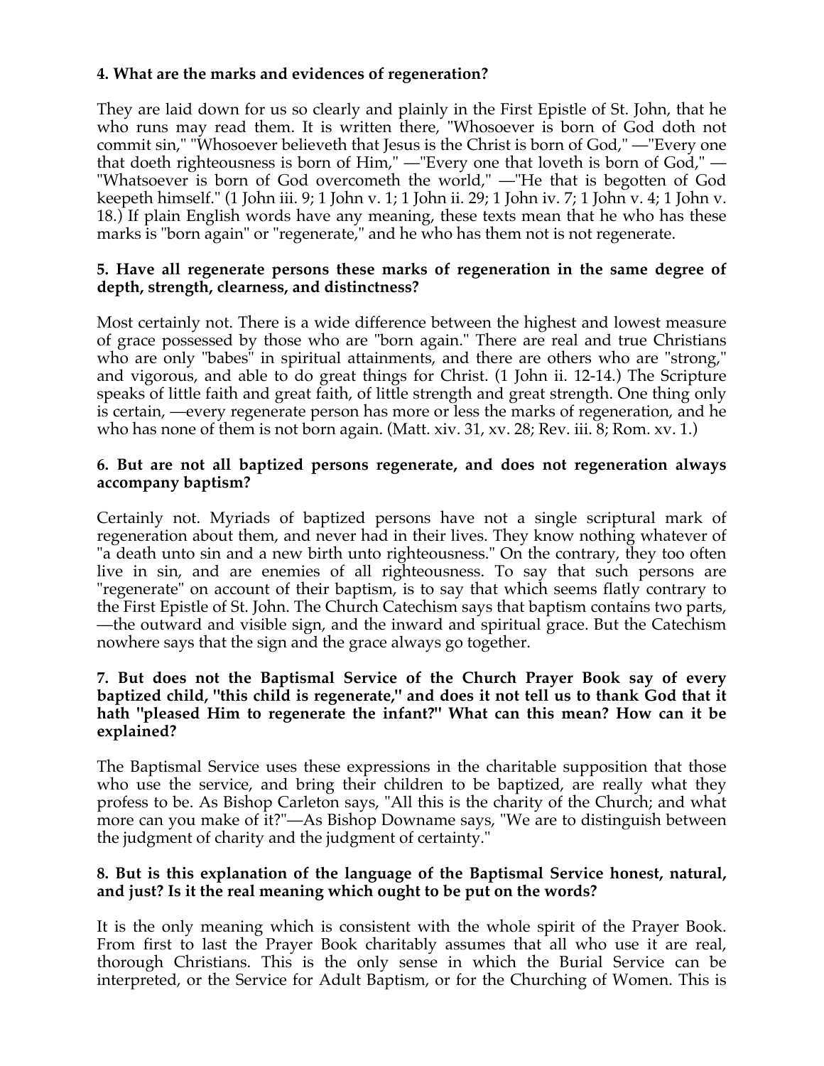**4. What are the marks and evidences of regeneration?**

They are laid down for us so clearly and plainly in the First Epistle of St. John, that he who runs may read them. It is written there, "Whosoever is born of God doth not commit sin," "Whosoever believeth that Jesus is the Christ is born of God," —"Every one that doeth righteousness is born of Him," —"Every one that loveth is born of God," —"Whatsoever is born of God overcometh the world," —"He that is begotten of God keepeth himself." (1 John iii. 9; 1 John v. 1; 1 John ii. 29; 1 John iv. 7; 1 John v. 4; 1 John v. 18.) If plain English words have any meaning, these texts mean that he who has these marks is "born again" or "regenerate," and he who has them not is not regenerate.

**5. Have all regenerate persons these marks of regeneration in the same degree of depth, strength, clearness, and distinctness?**

Most certainly not. There is a wide difference between the highest and lowest measure of grace possessed by those who are "born again." There are real and true Christians who are only "babes" in spiritual attainments, and there are others who are "strong," and vigorous, and able to do great things for Christ. (1 John ii. 12-14.) The Scripture speaks of little faith and great faith, of little strength and great strength. One thing only is certain, —every regenerate person has more or less the marks of regeneration, and he who has none of them is not born again. (Matt. xiv. 31, xv. 28; Rev. iii. 8; Rom. xv. 1.)

**6. But are not all baptized persons regenerate, and does not regeneration always accompany baptism?**

Certainly not. Myriads of baptized persons have not a single scriptural mark of regeneration about them, and never had in their lives. They know nothing whatever of "a death unto sin and a new birth unto righteousness." On the contrary, they too often live in sin, and are enemies of all righteousness. To say that such persons are "regenerate" on account of their baptism, is to say that which seems flatly contrary to the First Epistle of St. John. The Church Catechism says that baptism contains two parts, —the outward and visible sign, and the inward and spiritual grace. But the Catechism nowhere says that the sign and the grace always go together.

**7. But does not the Baptismal Service of the Church Prayer Book say of every baptized child, "this child is regenerate," and does it not tell us to thank God that it hath "pleased Him to regenerate the infant?" What can this mean? How can it be explained?**

The Baptismal Service uses these expressions in the charitable supposition that those who use the service, and bring their children to be baptized, are really what they profess to be. As Bishop Carleton says, "All this is the charity of the Church; and what more can you make of it?"—As Bishop Downame says, "We are to distinguish between the judgment of charity and the judgment of certainty."

**8. But is this explanation of the language of the Baptismal Service honest, natural, and just? Is it the real meaning which ought to be put on the words?**

It is the only meaning which is consistent with the whole spirit of the Prayer Book. From first to last the Prayer Book charitably assumes that all who use it are real, thorough Christians. This is the only sense in which the Burial Service can be interpreted, or the Service for Adult Baptism, or for the Churching of Women. This is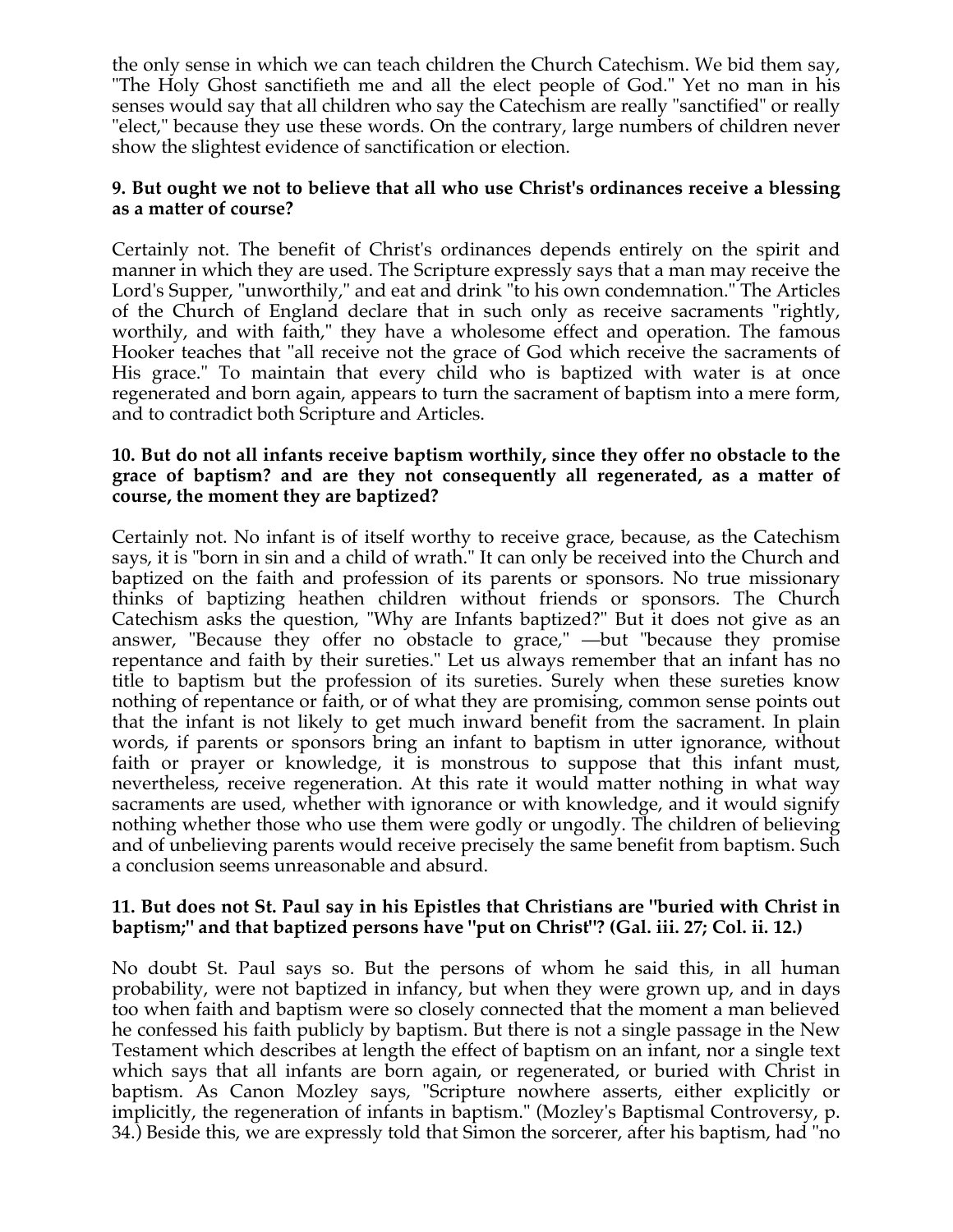the only sense in which we can teach children the Church Catechism. We bid them say, "The Holy Ghost sanctifieth me and all the elect people of God." Yet no man in his senses would say that all children who say the Catechism are really "sanctified" or really "elect," because they use these words. On the contrary, large numbers of children never show the slightest evidence of sanctification or election.

**9. But ought we not to believe that all who use Christ's ordinances receive a blessing as a matter of course?**

Certainly not. The benefit of Christ's ordinances depends entirely on the spirit and manner in which they are used. The Scripture expressly says that a man may receive the Lord's Supper, "unworthily," and eat and drink "to his own condemnation." The Articles of the Church of England declare that in such only as receive sacraments "rightly, worthily, and with faith," they have a wholesome effect and operation. The famous Hooker teaches that "all receive not the grace of God which receive the sacraments of His grace." To maintain that every child who is baptized with water is at once regenerated and born again, appears to turn the sacrament of baptism into a mere form, and to contradict both Scripture and Articles.

**10. But do not all infants receive baptism worthily, since they offer no obstacle to the grace of baptism? and are they not consequently all regenerated, as a matter of course, the moment they are baptized?**

Certainly not. No infant is of itself worthy to receive grace, because, as the Catechism says, it is "born in sin and a child of wrath." It can only be received into the Church and baptized on the faith and profession of its parents or sponsors. No true missionary thinks of baptizing heathen children without friends or sponsors. The Church Catechism asks the question, "Why are Infants baptized?" But it does not give as an answer, "Because they offer no obstacle to grace," —but "because they promise repentance and faith by their sureties." Let us always remember that an infant has no title to baptism but the profession of its sureties. Surely when these sureties know nothing of repentance or faith, or of what they are promising, common sense points out that the infant is not likely to get much inward benefit from the sacrament. In plain words, if parents or sponsors bring an infant to baptism in utter ignorance, without faith or prayer or knowledge, it is monstrous to suppose that this infant must, nevertheless, receive regeneration. At this rate it would matter nothing in what way sacraments are used, whether with ignorance or with knowledge, and it would signify nothing whether those who use them were godly or ungodly. The children of believing and of unbelieving parents would receive precisely the same benefit from baptism. Such a conclusion seems unreasonable and absurd.

**11. But does not St. Paul say in his Epistles that Christians are "buried with Christ in baptism;" and that baptized persons have "put on Christ"? (Gal. iii. 27; Col. ii. 12.)**

No doubt St. Paul says so. But the persons of whom he said this, in all human probability, were not baptized in infancy, but when they were grown up, and in days too when faith and baptism were so closely connected that the moment a man believed he confessed his faith publicly by baptism. But there is not a single passage in the New Testament which describes at length the effect of baptism on an infant, nor a single text which says that all infants are born again, or regenerated, or buried with Christ in baptism. As Canon Mozley says, "Scripture nowhere asserts, either explicitly or implicitly, the regeneration of infants in baptism." (Mozley's Baptismal Controversy, p. 34.) Beside this, we are expressly told that Simon the sorcerer, after his baptism, had "no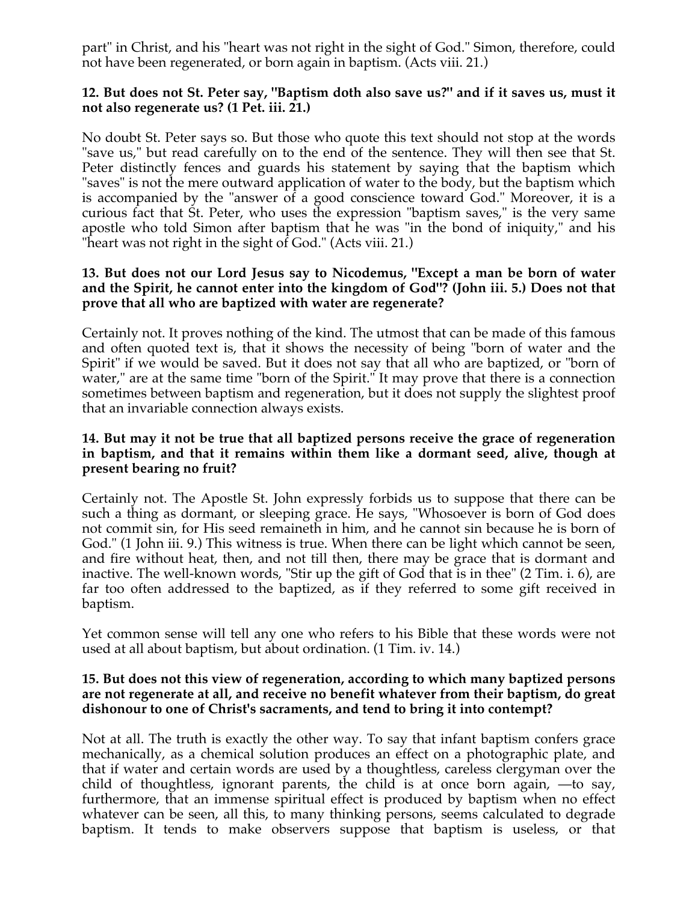part" in Christ, and his "heart was not right in the sight of God." Simon, therefore, could not have been regenerated, or born again in baptism. (Acts viii. 21.)

**12. But does not St. Peter say, "Baptism doth also save us?" and if it saves us, must it not also regenerate us? (1 Pet. iii. 21.)**

No doubt St. Peter says so. But those who quote this text should not stop at the words "save us," but read carefully on to the end of the sentence. They will then see that St. Peter distinctly fences and guards his statement by saying that the baptism which "saves" is not the mere outward application of water to the body, but the baptism which is accompanied by the "answer of a good conscience toward God." Moreover, it is a curious fact that St. Peter, who uses the expression "baptism saves," is the very same apostle who told Simon after baptism that he was "in the bond of iniquity," and his "heart was not right in the sight of God." (Acts viii. 21.)

**13. But does not our Lord Jesus say to Nicodemus, "Except a man be born of water and the Spirit, he cannot enter into the kingdom of God"? (John iii. 5.) Does not that prove that all who are baptized with water are regenerate?**

Certainly not. It proves nothing of the kind. The utmost that can be made of this famous and often quoted text is, that it shows the necessity of being "born of water and the Spirit" if we would be saved. But it does not say that all who are baptized, or "born of water," are at the same time "born of the Spirit." It may prove that there is a connection sometimes between baptism and regeneration, but it does not supply the slightest proof that an invariable connection always exists.

**14. But may it not be true that all baptized persons receive the grace of regeneration in baptism, and that it remains within them like a dormant seed, alive, though at present bearing no fruit?**

Certainly not. The Apostle St. John expressly forbids us to suppose that there can be such a thing as dormant, or sleeping grace. He says, "Whosoever is born of God does not commit sin, for His seed remaineth in him, and he cannot sin because he is born of God." (1 John iii. 9.) This witness is true. When there can be light which cannot be seen, and fire without heat, then, and not till then, there may be grace that is dormant and inactive. The well-known words, "Stir up the gift of God that is in thee" (2 Tim. i. 6), are far too often addressed to the baptized, as if they referred to some gift received in baptism.

Yet common sense will tell any one who refers to his Bible that these words were not used at all about baptism, but about ordination. (1 Tim. iv. 14.)

**15. But does not this view of regeneration, according to which many baptized persons are not regenerate at all, and receive no benefit whatever from their baptism, do great dishonour to one of Christ's sacraments, and tend to bring it into contempt?**

Not at all. The truth is exactly the other way. To say that infant baptism confers grace mechanically, as a chemical solution produces an effect on a photographic plate, and that if water and certain words are used by a thoughtless, careless clergyman over the child of thoughtless, ignorant parents, the child is at once born again, —to say, furthermore, that an immense spiritual effect is produced by baptism when no effect whatever can be seen, all this, to many thinking persons, seems calculated to degrade baptism. It tends to make observers suppose that baptism is useless, or that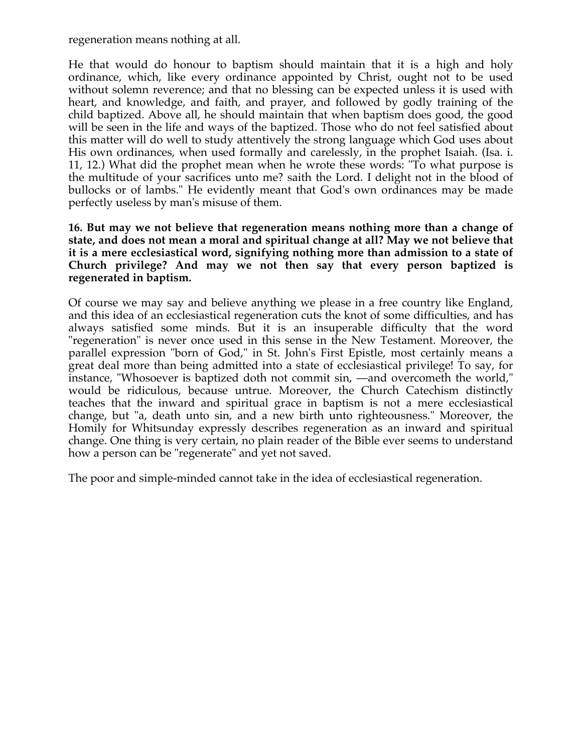regeneration means nothing at all.

He that would do honour to baptism should maintain that it is a high and holy ordinance, which, like every ordinance appointed by Christ, ought not to be used without solemn reverence; and that no blessing can be expected unless it is used with heart, and knowledge, and faith, and prayer, and followed by godly training of the child baptized. Above all, he should maintain that when baptism does good, the good will be seen in the life and ways of the baptized. Those who do not feel satisfied about this matter will do well to study attentively the strong language which God uses about His own ordinances, when used formally and carelessly, in the prophet Isaiah. (Isa. i. 11, 12.) What did the prophet mean when he wrote these words: "To what purpose is the multitude of your sacrifices unto me? saith the Lord. I delight not in the blood of bullocks or of lambs." He evidently meant that God's own ordinances may be made perfectly useless by man's misuse of them.

**16. But may we not believe that regeneration means nothing more than a change of state, and does not mean a moral and spiritual change at all? May we not believe that it is a mere ecclesiastical word, signifying nothing more than admission to a state of Church privilege? And may we not then say that every person baptized is regenerated in baptism.**

Of course we may say and believe anything we please in a free country like England, and this idea of an ecclesiastical regeneration cuts the knot of some difficulties, and has always satisfied some minds. But it is an insuperable difficulty that the word "regeneration" is never once used in this sense in the New Testament. Moreover, the parallel expression "born of God," in St. John's First Epistle, most certainly means a great deal more than being admitted into a state of ecclesiastical privilege! To say, for instance, "Whosoever is baptized doth not commit sin, —and overcometh the world," would be ridiculous, because untrue. Moreover, the Church Catechism distinctly teaches that the inward and spiritual grace in baptism is not a mere ecclesiastical change, but "a, death unto sin, and a new birth unto righteousness." Moreover, the Homily for Whitsunday expressly describes regeneration as an inward and spiritual change. One thing is very certain, no plain reader of the Bible ever seems to understand how a person can be "regenerate" and yet not saved.

The poor and simple-minded cannot take in the idea of ecclesiastical regeneration.